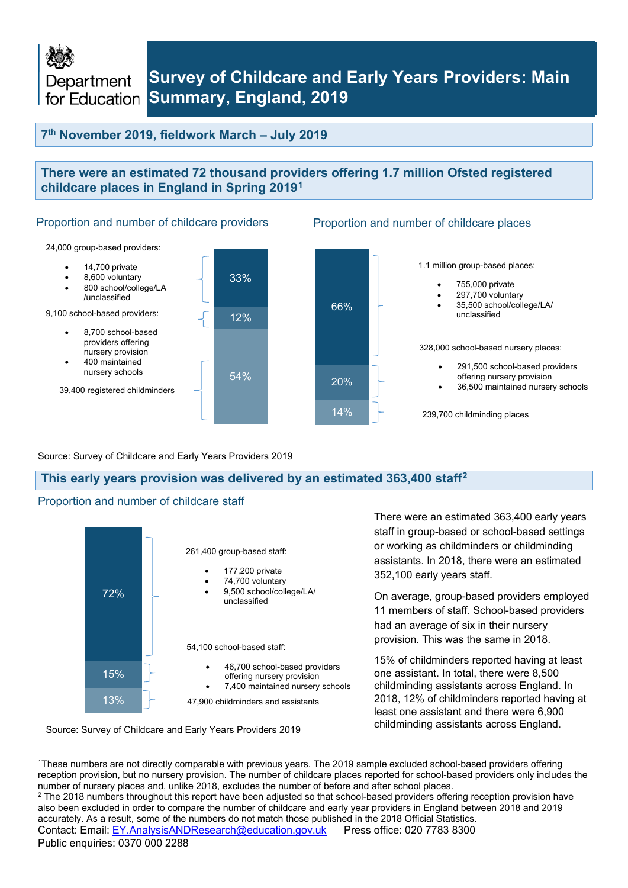Department for Education

# Survey of Childcare and Early Years Providers: Main Summary, England, 2019

## 7th November 2019, fieldwork March – July 2019

## There were an estimated 72 thousand providers offering 1.7 million Ofsted registered childcare places in England in Spring 2019[1]

### Proportion and number of childcare providers

24,000 group-based providers: 33%

- 14,700 private
- 8,600 voluntary
- 800 school/college/LA /unclassified

9,100 school-based providers: 12%

- 8,700 school-based providers offering nursery provision
- 400 maintained nursery schools

39,400 registered childminders: 54%

### Proportion and number of childcare places

1.1 million group-based places: 66%

- 755,000 private
- 297,700 voluntary
- 35,500 school/college/LA/ unclassified

328,000 school-based nursery places: 20%

- 291,500 school-based providers offering nursery provision
- 36,500 maintained nursery schools

239,700 childminding places: 14%

Source: Survey of Childcare and Early Years Providers 2019

## This early years provision was delivered by an estimated 363,400 staff[2]

### Proportion and number of childcare staff

261,400 group-based staff: 72%

- 177,200 private
- 74,700 voluntary
- 9,500 school/college/LA/ unclassified

54,100 school-based staff: 15%

- 46,700 school-based providers offering nursery provision
- 7,400 maintained nursery schools

47,900 childminders and assistants: 13%

Source: Survey of Childcare and Early Years Providers 2019

There were an estimated 363,400 early years staff in group-based or school-based settings or working as childminders or childminding assistants. In 2018, there were an estimated 352,100 early years staff.

On average, group-based providers employed 11 members of staff. School-based providers had an average of six in their nursery provision. This was the same in 2018.

15% of childminders reported having at least one assistant. In total, there were 8,500 childminding assistants across England. In 2018, 12% of childminders reported having at least one assistant and there were 6,900 childminding assistants across England.

---

[1] These numbers are not directly comparable with previous years. The 2019 sample excluded school-based providers offering reception provision, but no nursery provision. The number of childcare places reported for school-based providers only includes the number of nursery places and, unlike 2018, excludes the number of before and after school places.

[2] The 2018 numbers throughout this report have been adjusted so that school-based providers offering reception provision have also been excluded in order to compare the number of childcare and early year providers in England between 2018 and 2019 accurately. As a result, some of the numbers do not match those published in the 2018 Official Statistics.

Contact: Email: EY.AnalysisANDResearch@education.gov.uk Press office: 020 7783 8300
Public enquiries: 0370 000 2288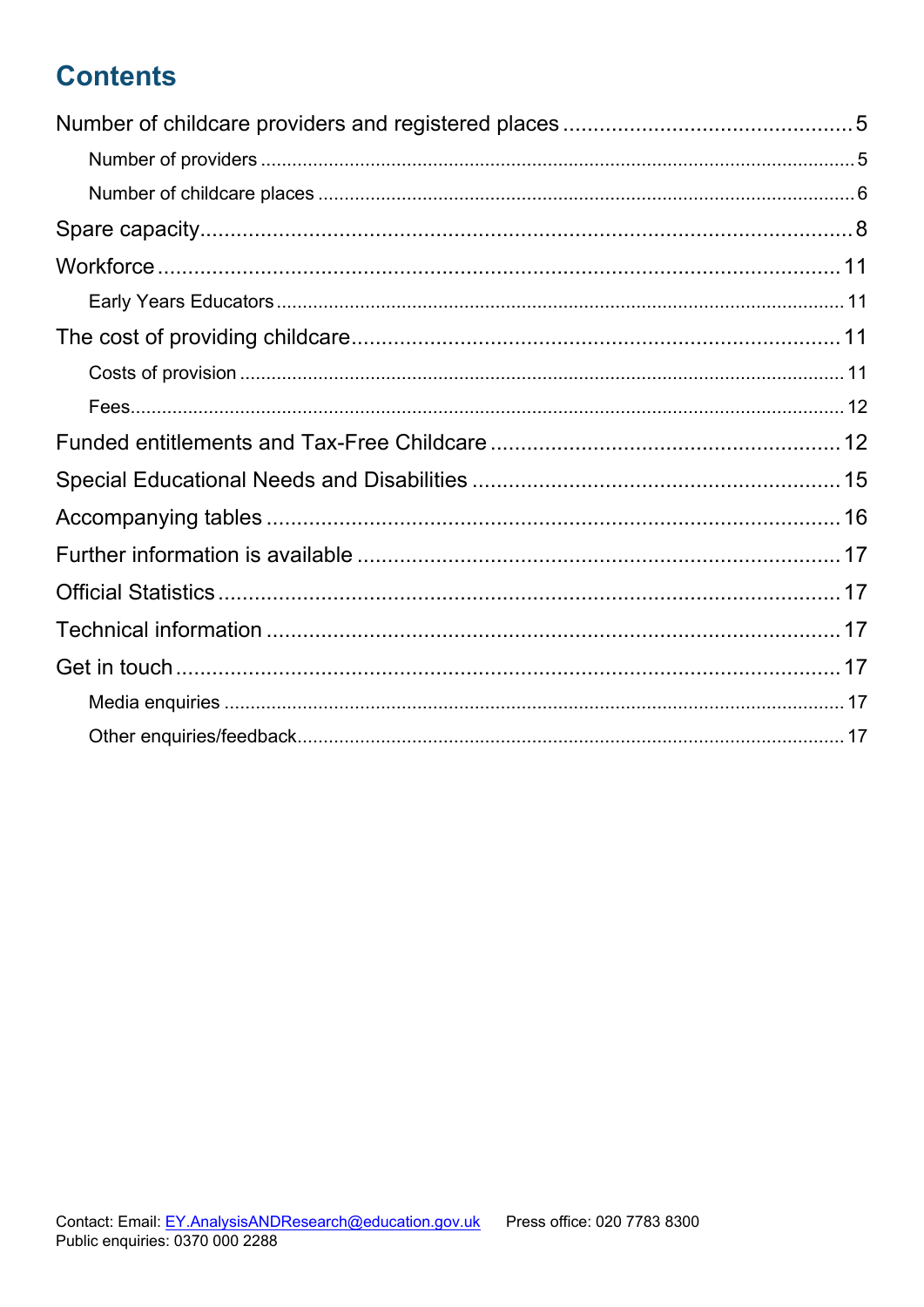# Contents

Number of childcare providers and registered places .......... 5

- Number of providers .......... 5
- Number of childcare places .......... 6

Spare capacity .......... 8

Workforce .......... 11

- Early Years Educators .......... 11

The cost of providing childcare .......... 11

- Costs of provision .......... 11
- Fees .......... 12

Funded entitlements and Tax-Free Childcare .......... 12

Special Educational Needs and Disabilities .......... 15

Accompanying tables .......... 16

Further information is available .......... 17

Official Statistics .......... 17

Technical information .......... 17

Get in touch .......... 17

- Media enquiries .......... 17
- Other enquiries/feedback .......... 17

Contact: Email: EY.AnalysisANDResearch@education.gov.uk Press office: 020 7783 8300
Public enquiries: 0370 000 2288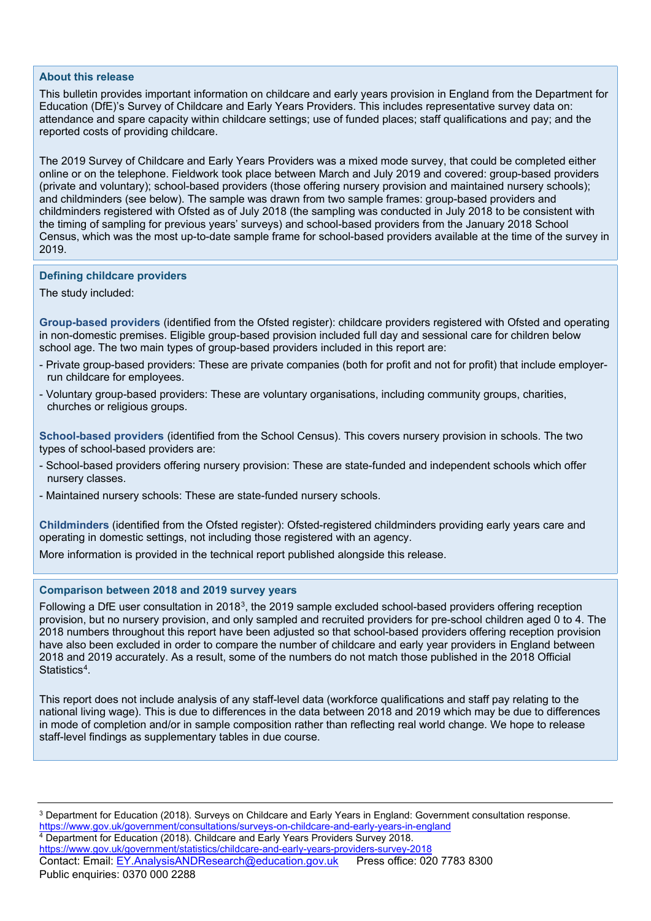### About this release

This bulletin provides important information on childcare and early years provision in England from the Department for Education (DfE)'s Survey of Childcare and Early Years Providers. This includes representative survey data on: attendance and spare capacity within childcare settings; use of funded places; staff qualifications and pay; and the reported costs of providing childcare.

The 2019 Survey of Childcare and Early Years Providers was a mixed mode survey, that could be completed either online or on the telephone. Fieldwork took place between March and July 2019 and covered: group-based providers (private and voluntary); school-based providers (those offering nursery provision and maintained nursery schools); and childminders (see below). The sample was drawn from two sample frames: group-based providers and childminders registered with Ofsted as of July 2018 (the sampling was conducted in July 2018 to be consistent with the timing of sampling for previous years' surveys) and school-based providers from the January 2018 School Census, which was the most up-to-date sample frame for school-based providers available at the time of the survey in 2019.

### Defining childcare providers

The study included:

**Group-based providers** (identified from the Ofsted register): childcare providers registered with Ofsted and operating in non-domestic premises. Eligible group-based provision included full day and sessional care for children below school age. The two main types of group-based providers included in this report are:

- Private group-based providers: These are private companies (both for profit and not for profit) that include employer-run childcare for employees.
- Voluntary group-based providers: These are voluntary organisations, including community groups, charities, churches or religious groups.

**School-based providers** (identified from the School Census). This covers nursery provision in schools. The two types of school-based providers are:

- School-based providers offering nursery provision: These are state-funded and independent schools which offer nursery classes.
- Maintained nursery schools: These are state-funded nursery schools.

**Childminders** (identified from the Ofsted register): Ofsted-registered childminders providing early years care and operating in domestic settings, not including those registered with an agency.

More information is provided in the technical report published alongside this release.

### Comparison between 2018 and 2019 survey years

Following a DfE user consultation in 2018[3], the 2019 sample excluded school-based providers offering reception provision, but no nursery provision, and only sampled and recruited providers for pre-school children aged 0 to 4. The 2018 numbers throughout this report have been adjusted so that school-based providers offering reception provision have also been excluded in order to compare the number of childcare and early year providers in England between 2018 and 2019 accurately. As a result, some of the numbers do not match those published in the 2018 Official Statistics[4].

This report does not include analysis of any staff-level data (workforce qualifications and staff pay relating to the national living wage). This is due to differences in the data between 2018 and 2019 which may be due to differences in mode of completion and/or in sample composition rather than reflecting real world change. We hope to release staff-level findings as supplementary tables in due course.

---

[3] Department for Education (2018). Surveys on Childcare and Early Years in England: Government consultation response. https://www.gov.uk/government/consultations/surveys-on-childcare-and-early-years-in-england

[4] Department for Education (2018). Childcare and Early Years Providers Survey 2018. https://www.gov.uk/government/statistics/childcare-and-early-years-providers-survey-2018

Contact: Email: EY.AnalysisANDResearch@education.gov.uk Press office: 020 7783 8300
Public enquiries: 0370 000 2288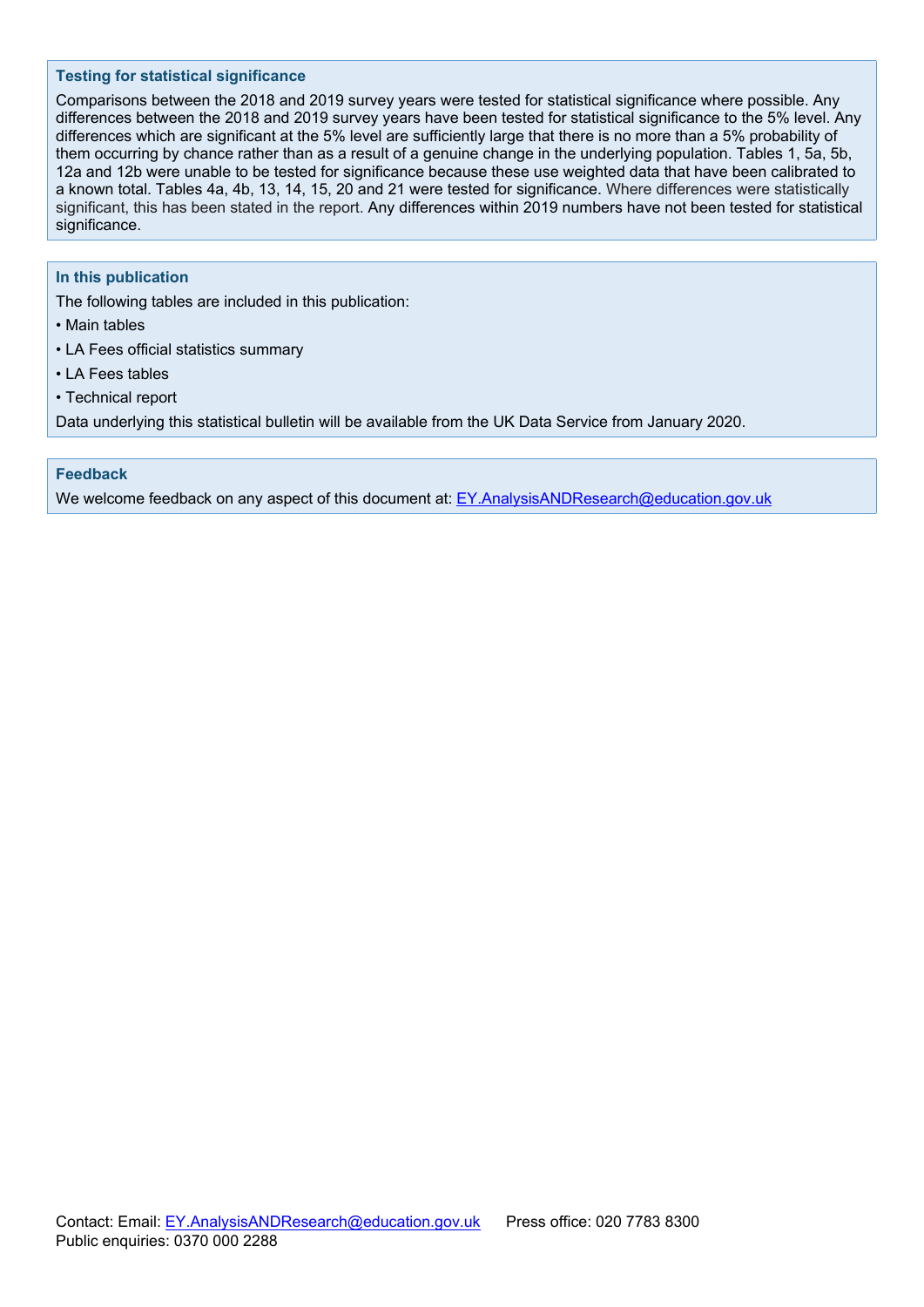### Testing for statistical significance

Comparisons between the 2018 and 2019 survey years were tested for statistical significance where possible. Any differences between the 2018 and 2019 survey years have been tested for statistical significance to the 5% level. Any differences which are significant at the 5% level are sufficiently large that there is no more than a 5% probability of them occurring by chance rather than as a result of a genuine change in the underlying population. Tables 1, 5a, 5b, 12a and 12b were unable to be tested for significance because these use weighted data that have been calibrated to a known total. Tables 4a, 4b, 13, 14, 15, 20 and 21 were tested for significance. Where differences were statistically significant, this has been stated in the report. Any differences within 2019 numbers have not been tested for statistical significance.

### In this publication

The following tables are included in this publication:

- Main tables
- LA Fees official statistics summary
- LA Fees tables
- Technical report

Data underlying this statistical bulletin will be available from the UK Data Service from January 2020.

### Feedback

We welcome feedback on any aspect of this document at: EY.AnalysisANDResearch@education.gov.uk

Contact: Email: EY.AnalysisANDResearch@education.gov.uk Press office: 020 7783 8300
Public enquiries: 0370 000 2288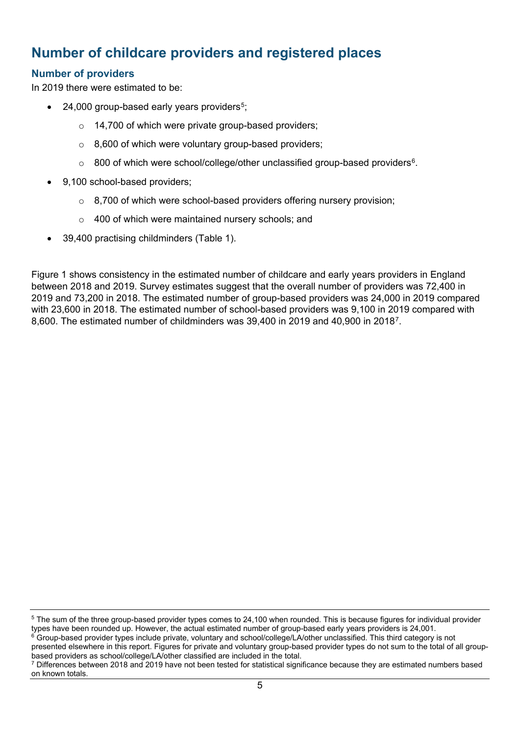## Number of childcare providers and registered places

### Number of providers

In 2019 there were estimated to be:

- 24,000 group-based early years providers[5];
  - 14,700 of which were private group-based providers;
  - 8,600 of which were voluntary group-based providers;
  - 800 of which were school/college/other unclassified group-based providers[6].
- 9,100 school-based providers;
  - 8,700 of which were school-based providers offering nursery provision;
  - 400 of which were maintained nursery schools; and
- 39,400 practising childminders (Table 1).

Figure 1 shows consistency in the estimated number of childcare and early years providers in England between 2018 and 2019. Survey estimates suggest that the overall number of providers was 72,400 in 2019 and 73,200 in 2018. The estimated number of group-based providers was 24,000 in 2019 compared with 23,600 in 2018. The estimated number of school-based providers was 9,100 in 2019 compared with 8,600. The estimated number of childminders was 39,400 in 2019 and 40,900 in 2018[7].

---

[5] The sum of the three group-based provider types comes to 24,100 when rounded. This is because figures for individual provider types have been rounded up. However, the actual estimated number of group-based early years providers is 24,001.

[6] Group-based provider types include private, voluntary and school/college/LA/other unclassified. This third category is not presented elsewhere in this report. Figures for private and voluntary group-based provider types do not sum to the total of all group-based providers as school/college/LA/other classified are included in the total.

[7] Differences between 2018 and 2019 have not been tested for statistical significance because they are estimated numbers based on known totals.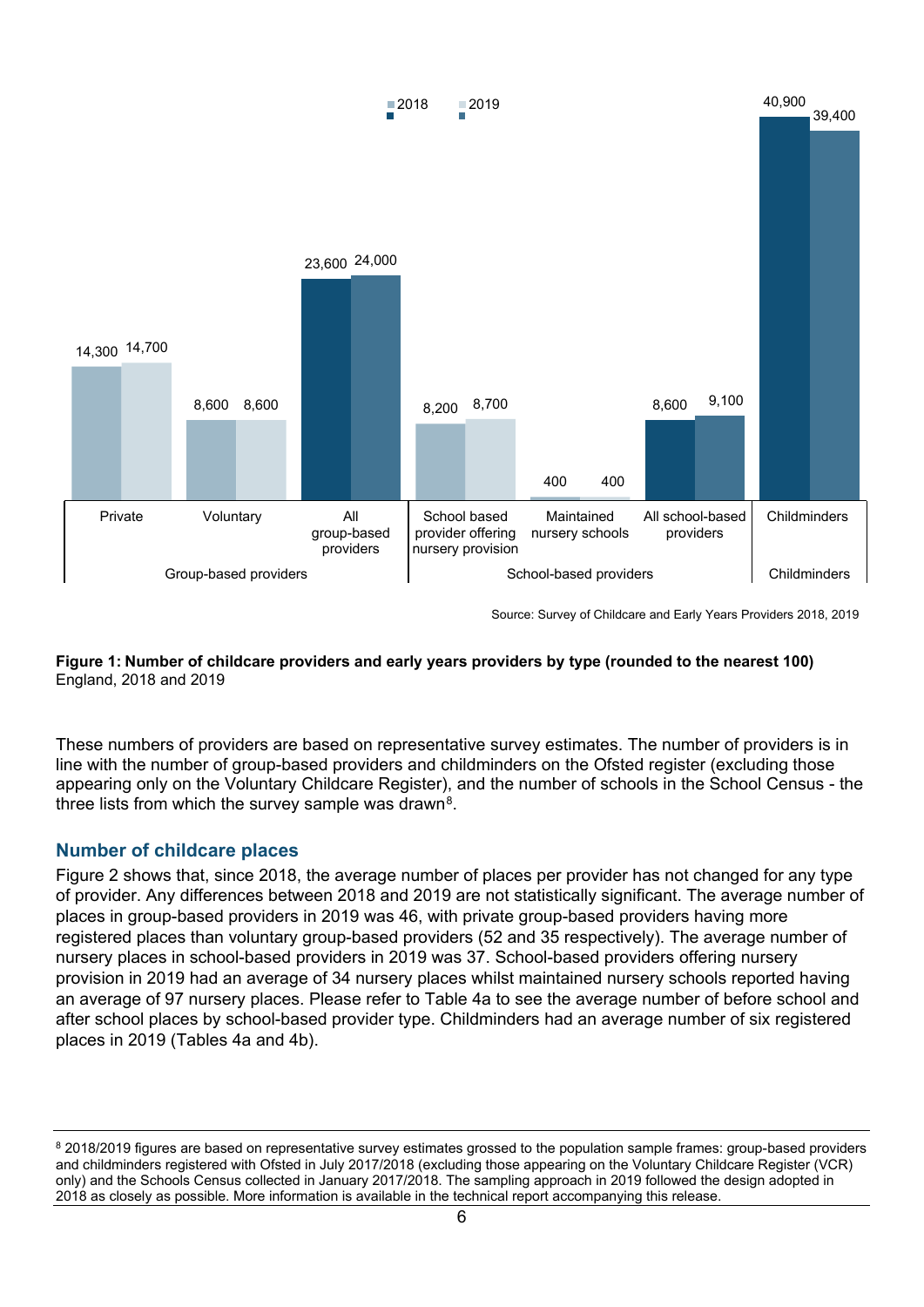| | Group-based providers | | | School-based providers | | | Childminders |
|---|---|---|---|---|---|---|---|
| | Private | Voluntary | All group-based providers | School based provider offering nursery provision | Maintained nursery schools | All school-based providers | Childminders |
| 2018 | 14,300 | 8,600 | 23,600 | 8,200 | 400 | 8,600 | 40,900 |
| 2019 | 14,700 | 8,600 | 24,000 | 8,700 | 400 | 9,100 | 39,400 |

Source: Survey of Childcare and Early Years Providers 2018, 2019

**Figure 1: Number of childcare providers and early years providers by type (rounded to the nearest 100)**
England, 2018 and 2019

These numbers of providers are based on representative survey estimates. The number of providers is in line with the number of group-based providers and childminders on the Ofsted register (excluding those appearing only on the Voluntary Childcare Register), and the number of schools in the School Census - the three lists from which the survey sample was drawn[8].

## Number of childcare places

Figure 2 shows that, since 2018, the average number of places per provider has not changed for any type of provider. Any differences between 2018 and 2019 are not statistically significant. The average number of places in group-based providers in 2019 was 46, with private group-based providers having more registered places than voluntary group-based providers (52 and 35 respectively). The average number of nursery places in school-based providers in 2019 was 37. School-based providers offering nursery provision in 2019 had an average of 34 nursery places whilst maintained nursery schools reported having an average of 97 nursery places. Please refer to Table 4a to see the average number of before school and after school places by school-based provider type. Childminders had an average number of six registered places in 2019 (Tables 4a and 4b).

---

[8] 2018/2019 figures are based on representative survey estimates grossed to the population sample frames: group-based providers and childminders registered with Ofsted in July 2017/2018 (excluding those appearing on the Voluntary Childcare Register (VCR) only) and the Schools Census collected in January 2017/2018. The sampling approach in 2019 followed the design adopted in 2018 as closely as possible. More information is available in the technical report accompanying this release.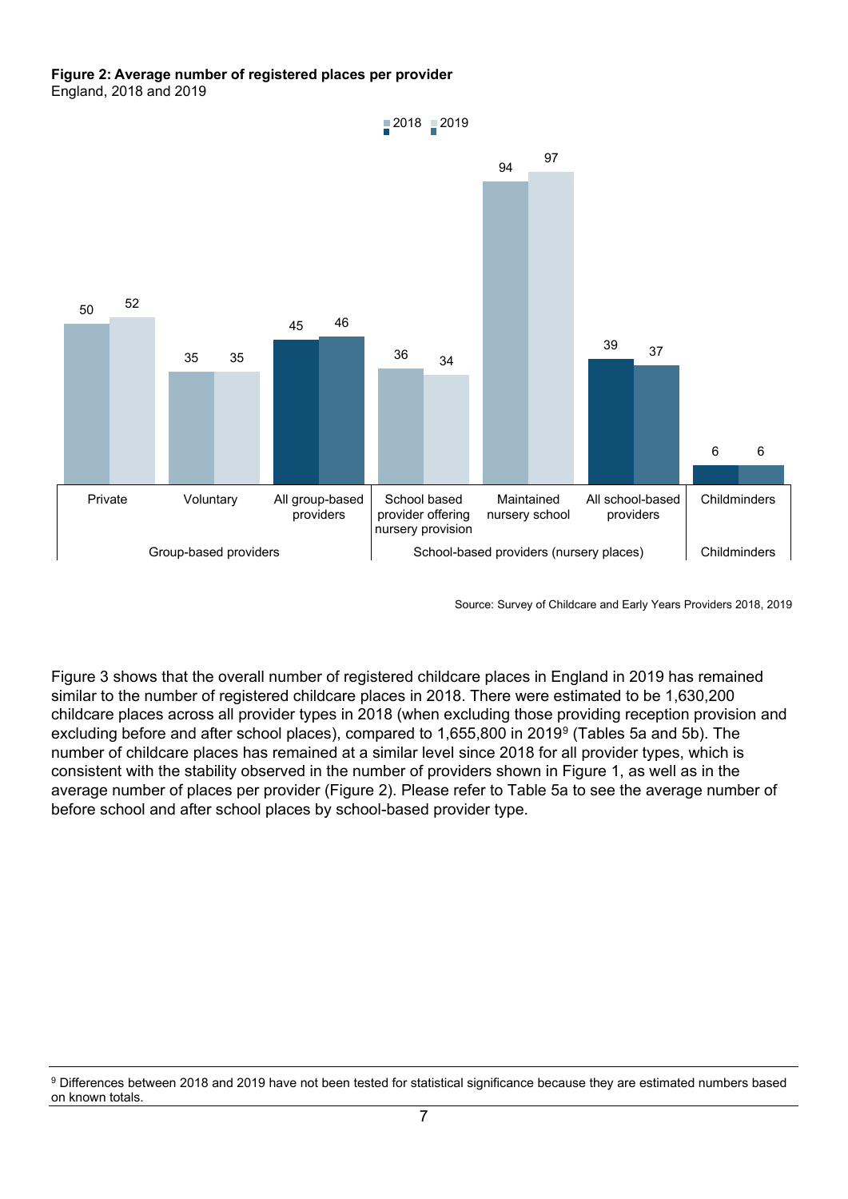**Figure 2: Average number of registered places per provider**
England, 2018 and 2019

| | | 2018 | 2019 |
|---|---|---|---|
| Group-based providers | Private | 50 | 52 |
| | Voluntary | 35 | 35 |
| | All group-based providers | 45 | 46 |
| School-based providers (nursery places) | School based provider offering nursery provision | 36 | 34 |
| | Maintained nursery school | 94 | 97 |
| | All school-based providers | 39 | 37 |
| Childminders | Childminders | 6 | 6 |

Source: Survey of Childcare and Early Years Providers 2018, 2019

Figure 3 shows that the overall number of registered childcare places in England in 2019 has remained similar to the number of registered childcare places in 2018. There were estimated to be 1,630,200 childcare places across all provider types in 2018 (when excluding those providing reception provision and excluding before and after school places), compared to 1,655,800 in 2019[9] (Tables 5a and 5b). The number of childcare places has remained at a similar level since 2018 for all provider types, which is consistent with the stability observed in the number of providers shown in Figure 1, as well as in the average number of places per provider (Figure 2). Please refer to Table 5a to see the average number of before school and after school places by school-based provider type.

[9] Differences between 2018 and 2019 have not been tested for statistical significance because they are estimated numbers based on known totals.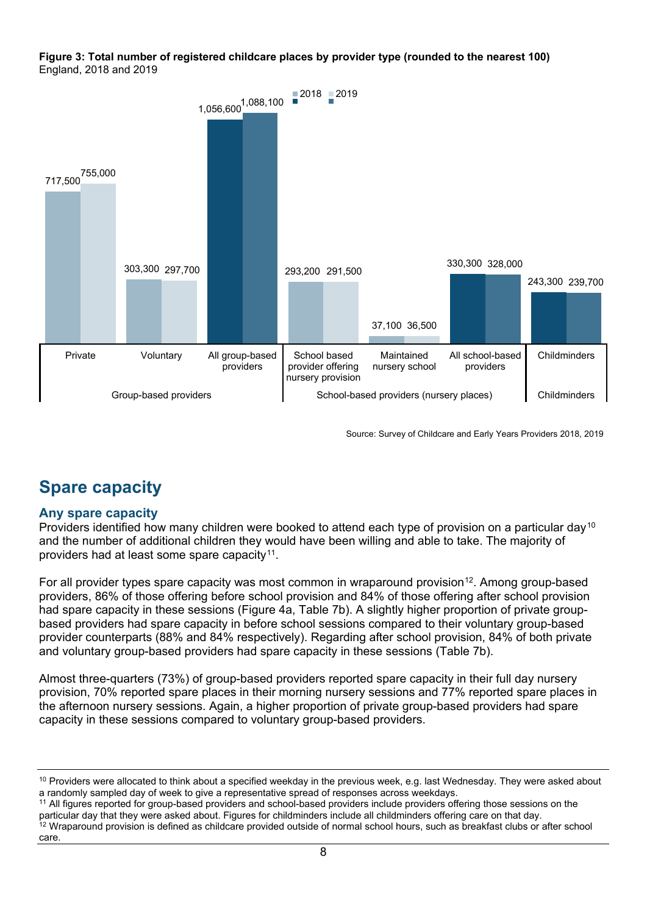**Figure 3: Total number of registered childcare places by provider type (rounded to the nearest 100)**
England, 2018 and 2019

| | | 2018 | 2019 |
|---|---|---|---|
| Group-based providers | Private | 717,500 | 755,000 |
| | Voluntary | 303,300 | 297,700 |
| | All group-based providers | 1,056,600 | 1,088,100 |
| School-based providers (nursery places) | School based provider offering nursery provision | 293,200 | 291,500 |
| | Maintained nursery school | 37,100 | 36,500 |
| | All school-based providers | 330,300 | 328,000 |
| Childminders | Childminders | 243,300 | 239,700 |

Source: Survey of Childcare and Early Years Providers 2018, 2019

## Spare capacity

### Any spare capacity

Providers identified how many children were booked to attend each type of provision on a particular day[10] and the number of additional children they would have been willing and able to take. The majority of providers had at least some spare capacity[11].

For all provider types spare capacity was most common in wraparound provision[12]. Among group-based providers, 86% of those offering before school provision and 84% of those offering after school provision had spare capacity in these sessions (Figure 4a, Table 7b). A slightly higher proportion of private group-based providers had spare capacity in before school sessions compared to their voluntary group-based provider counterparts (88% and 84% respectively). Regarding after school provision, 84% of both private and voluntary group-based providers had spare capacity in these sessions (Table 7b).

Almost three-quarters (73%) of group-based providers reported spare capacity in their full day nursery provision, 70% reported spare places in their morning nursery sessions and 77% reported spare places in the afternoon nursery sessions. Again, a higher proportion of private group-based providers had spare capacity in these sessions compared to voluntary group-based providers.

---

[10] Providers were allocated to think about a specified weekday in the previous week, e.g. last Wednesday. They were asked about a randomly sampled day of week to give a representative spread of responses across weekdays.

[11] All figures reported for group-based providers and school-based providers include providers offering those sessions on the particular day that they were asked about. Figures for childminders include all childminders offering care on that day.

[12] Wraparound provision is defined as childcare provided outside of normal school hours, such as breakfast clubs or after school care.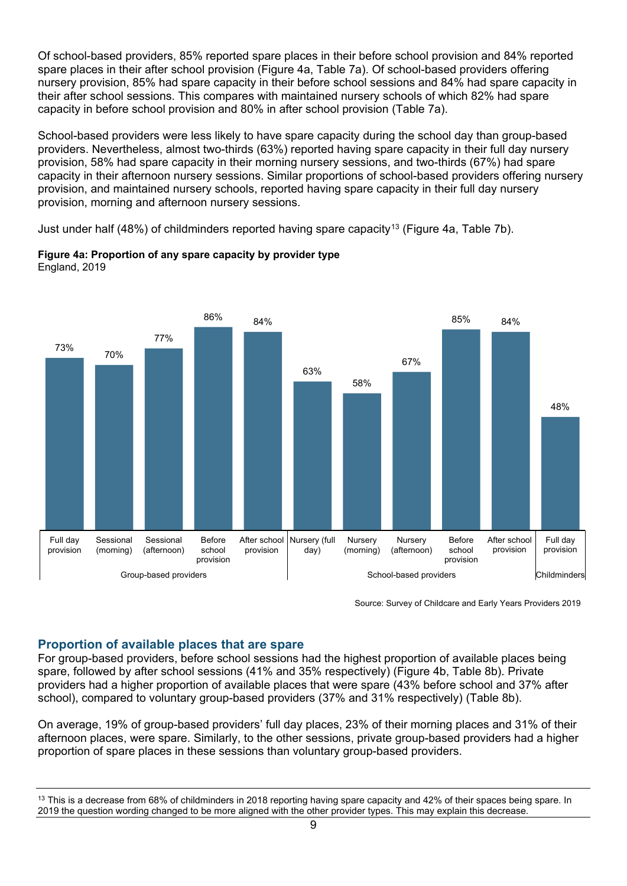Of school-based providers, 85% reported spare places in their before school provision and 84% reported spare places in their after school provision (Figure 4a, Table 7a). Of school-based providers offering nursery provision, 85% had spare capacity in their before school sessions and 84% had spare capacity in their after school sessions. This compares with maintained nursery schools of which 82% had spare capacity in before school provision and 80% in after school provision (Table 7a).

School-based providers were less likely to have spare capacity during the school day than group-based providers. Nevertheless, almost two-thirds (63%) reported having spare capacity in their full day nursery provision, 58% had spare capacity in their morning nursery sessions, and two-thirds (67%) had spare capacity in their afternoon nursery sessions. Similar proportions of school-based providers offering nursery provision, and maintained nursery schools, reported having spare capacity in their full day nursery provision, morning and afternoon nursery sessions.

Just under half (48%) of childminders reported having spare capacity[13] (Figure 4a, Table 7b).

**Figure 4a: Proportion of any spare capacity by provider type**
England, 2019

| Provider type | Provision | Proportion with any spare capacity |
|---|---|---|
| Group-based providers | Full day provision | 73% |
| | Sessional (morning) | 70% |
| | Sessional (afternoon) | 77% |
| | Before school provision | 86% |
| | After school provision | 84% |
| School-based providers | Nursery (full day) | 63% |
| | Nursery (morning) | 58% |
| | Nursery (afternoon) | 67% |
| | Before school provision | 85% |
| | After school provision | 84% |
| Childminders | Full day provision | 48% |

Source: Survey of Childcare and Early Years Providers 2019

## Proportion of available places that are spare

For group-based providers, before school sessions had the highest proportion of available places being spare, followed by after school sessions (41% and 35% respectively) (Figure 4b, Table 8b). Private providers had a higher proportion of available places that were spare (43% before school and 37% after school), compared to voluntary group-based providers (37% and 31% respectively) (Table 8b).

On average, 19% of group-based providers' full day places, 23% of their morning places and 31% of their afternoon places, were spare. Similarly, to the other sessions, private group-based providers had a higher proportion of spare places in these sessions than voluntary group-based providers.

---

[13] This is a decrease from 68% of childminders in 2018 reporting having spare capacity and 42% of their spaces being spare. In 2019 the question wording changed to be more aligned with the other provider types. This may explain this decrease.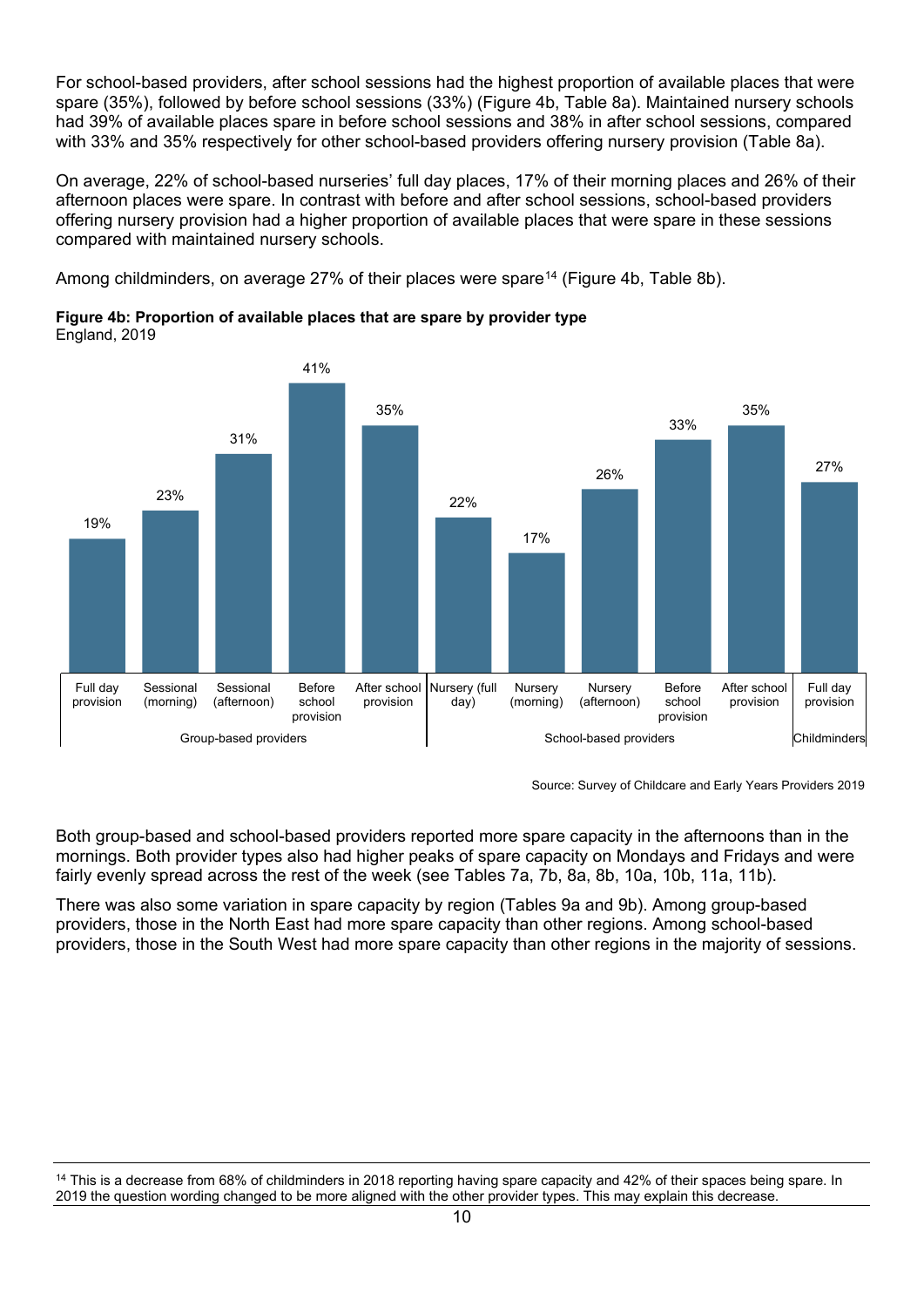For school-based providers, after school sessions had the highest proportion of available places that were spare (35%), followed by before school sessions (33%) (Figure 4b, Table 8a). Maintained nursery schools had 39% of available places spare in before school sessions and 38% in after school sessions, compared with 33% and 35% respectively for other school-based providers offering nursery provision (Table 8a).

On average, 22% of school-based nurseries' full day places, 17% of their morning places and 26% of their afternoon places were spare. In contrast with before and after school sessions, school-based providers offering nursery provision had a higher proportion of available places that were spare in these sessions compared with maintained nursery schools.

Among childminders, on average 27% of their places were spare[14] (Figure 4b, Table 8b).

**Figure 4b: Proportion of available places that are spare by provider type**
England, 2019

| Provider type | Session | Proportion spare |
|---|---|---|
| Group-based providers | Full day provision | 19% |
| | Sessional (morning) | 23% |
| | Sessional (afternoon) | 31% |
| | Before school provision | 41% |
| | After school provision | 35% |
| School-based providers | Nursery (full day) | 22% |
| | Nursery (morning) | 17% |
| | Nursery (afternoon) | 26% |
| | Before school provision | 33% |
| | After school provision | 35% |
| Childminders | Full day provision | 27% |

Source: Survey of Childcare and Early Years Providers 2019

Both group-based and school-based providers reported more spare capacity in the afternoons than in the mornings. Both provider types also had higher peaks of spare capacity on Mondays and Fridays and were fairly evenly spread across the rest of the week (see Tables 7a, 7b, 8a, 8b, 10a, 10b, 11a, 11b).

There was also some variation in spare capacity by region (Tables 9a and 9b). Among group-based providers, those in the North East had more spare capacity than other regions. Among school-based providers, those in the South West had more spare capacity than other regions in the majority of sessions.

[14] This is a decrease from 68% of childminders in 2018 reporting having spare capacity and 42% of their spaces being spare. In 2019 the question wording changed to be more aligned with the other provider types. This may explain this decrease.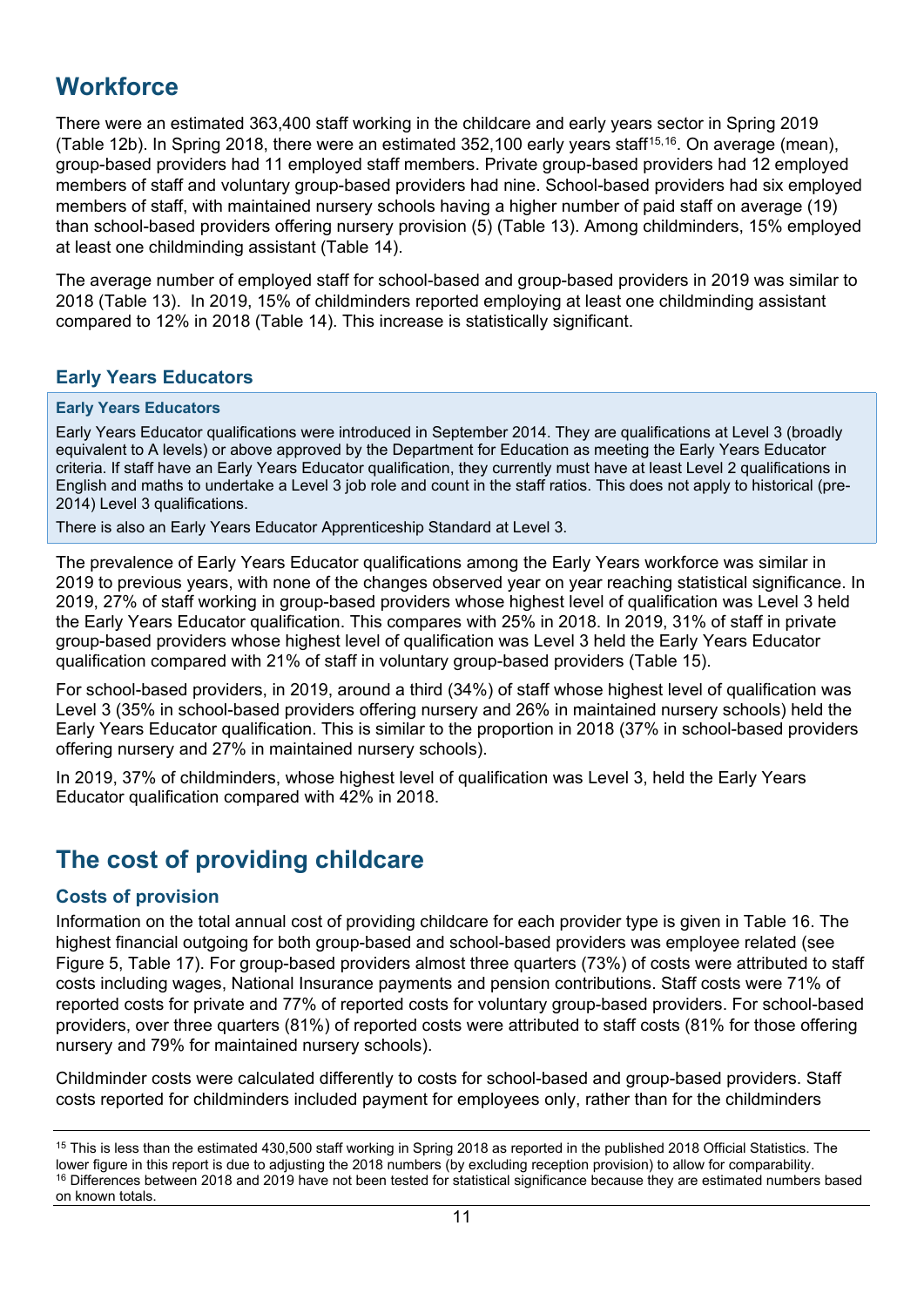## Workforce

There were an estimated 363,400 staff working in the childcare and early years sector in Spring 2019 (Table 12b). In Spring 2018, there were an estimated 352,100 early years staff[15,16]. On average (mean), group-based providers had 11 employed staff members. Private group-based providers had 12 employed members of staff and voluntary group-based providers had nine. School-based providers had six employed members of staff, with maintained nursery schools having a higher number of paid staff on average (19) than school-based providers offering nursery provision (5) (Table 13). Among childminders, 15% employed at least one childminding assistant (Table 14).

The average number of employed staff for school-based and group-based providers in 2019 was similar to 2018 (Table 13). In 2019, 15% of childminders reported employing at least one childminding assistant compared to 12% in 2018 (Table 14). This increase is statistically significant.

### Early Years Educators

> **Early Years Educators**
>
> Early Years Educator qualifications were introduced in September 2014. They are qualifications at Level 3 (broadly equivalent to A levels) or above approved by the Department for Education as meeting the Early Years Educator criteria. If staff have an Early Years Educator qualification, they currently must have at least Level 2 qualifications in English and maths to undertake a Level 3 job role and count in the staff ratios. This does not apply to historical (pre-2014) Level 3 qualifications.
>
> There is also an Early Years Educator Apprenticeship Standard at Level 3.

The prevalence of Early Years Educator qualifications among the Early Years workforce was similar in 2019 to previous years, with none of the changes observed year on year reaching statistical significance. In 2019, 27% of staff working in group-based providers whose highest level of qualification was Level 3 held the Early Years Educator qualification. This compares with 25% in 2018. In 2019, 31% of staff in private group-based providers whose highest level of qualification was Level 3 held the Early Years Educator qualification compared with 21% of staff in voluntary group-based providers (Table 15).

For school-based providers, in 2019, around a third (34%) of staff whose highest level of qualification was Level 3 (35% in school-based providers offering nursery and 26% in maintained nursery schools) held the Early Years Educator qualification. This is similar to the proportion in 2018 (37% in school-based providers offering nursery and 27% in maintained nursery schools).

In 2019, 37% of childminders, whose highest level of qualification was Level 3, held the Early Years Educator qualification compared with 42% in 2018.

## The cost of providing childcare

### Costs of provision

Information on the total annual cost of providing childcare for each provider type is given in Table 16. The highest financial outgoing for both group-based and school-based providers was employee related (see Figure 5, Table 17). For group-based providers almost three quarters (73%) of costs were attributed to staff costs including wages, National Insurance payments and pension contributions. Staff costs were 71% of reported costs for private and 77% of reported costs for voluntary group-based providers. For school-based providers, over three quarters (81%) of reported costs were attributed to staff costs (81% for those offering nursery and 79% for maintained nursery schools).

Childminder costs were calculated differently to costs for school-based and group-based providers. Staff costs reported for childminders included payment for employees only, rather than for the childminders

[15] This is less than the estimated 430,500 staff working in Spring 2018 as reported in the published 2018 Official Statistics. The lower figure in this report is due to adjusting the 2018 numbers (by excluding reception provision) to allow for comparability.

[16] Differences between 2018 and 2019 have not been tested for statistical significance because they are estimated numbers based on known totals.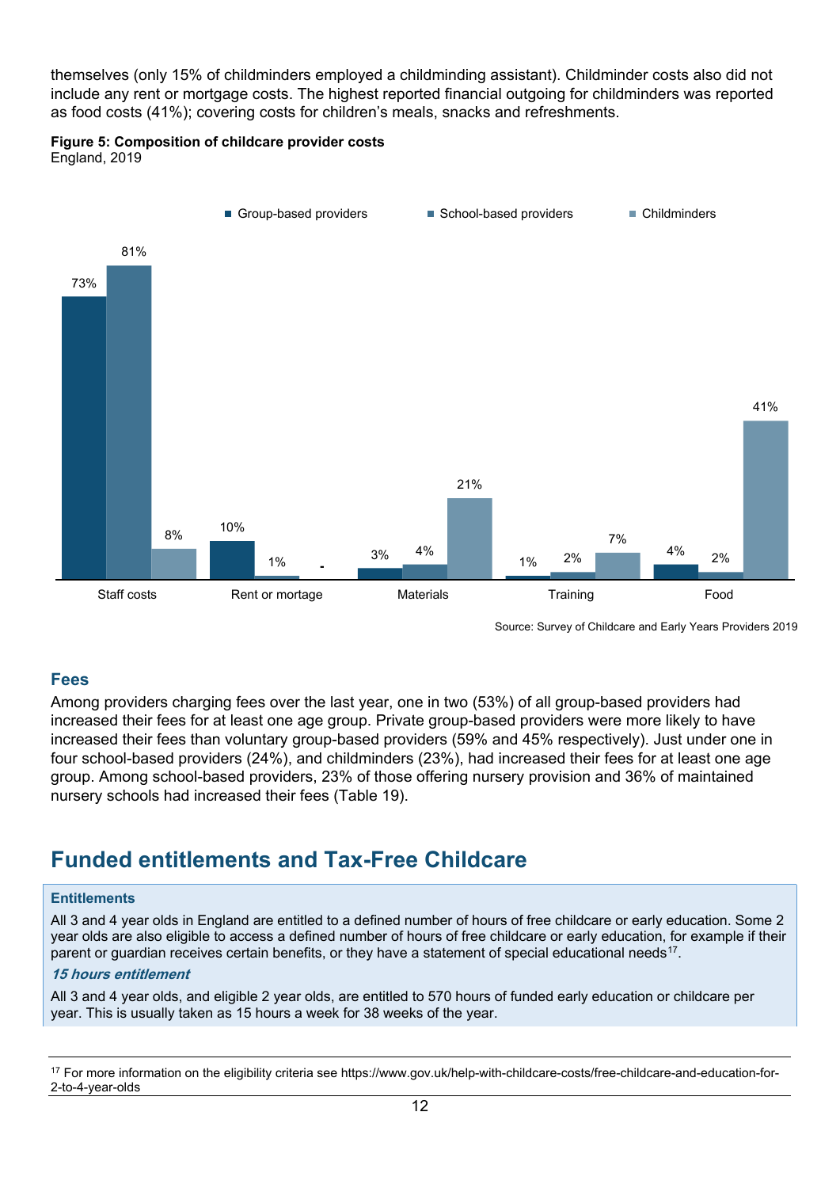themselves (only 15% of childminders employed a childminding assistant). Childminder costs also did not include any rent or mortgage costs. The highest reported financial outgoing for childminders was reported as food costs (41%); covering costs for children's meals, snacks and refreshments.

**Figure 5: Composition of childcare provider costs**
England, 2019

| | Group-based providers | School-based providers | Childminders |
|---|---|---|---|
| Staff costs | 73% | 81% | 8% |
| Rent or mortage | 10% | 1% | - |
| Materials | 3% | 4% | 21% |
| Training | 1% | 2% | 7% |
| Food | 4% | 2% | 41% |

Source: Survey of Childcare and Early Years Providers 2019

## Fees

Among providers charging fees over the last year, one in two (53%) of all group-based providers had increased their fees for at least one age group. Private group-based providers were more likely to have increased their fees than voluntary group-based providers (59% and 45% respectively). Just under one in four school-based providers (24%), and childminders (23%), had increased their fees for at least one age group. Among school-based providers, 23% of those offering nursery provision and 36% of maintained nursery schools had increased their fees (Table 19).

# Funded entitlements and Tax-Free Childcare

**Entitlements**

All 3 and 4 year olds in England are entitled to a defined number of hours of free childcare or early education. Some 2 year olds are also eligible to access a defined number of hours of free childcare or early education, for example if their parent or guardian receives certain benefits, or they have a statement of special educational needs[17].

***15 hours entitlement***

All 3 and 4 year olds, and eligible 2 year olds, are entitled to 570 hours of funded early education or childcare per year. This is usually taken as 15 hours a week for 38 weeks of the year.

[17] For more information on the eligibility criteria see https://www.gov.uk/help-with-childcare-costs/free-childcare-and-education-for-2-to-4-year-olds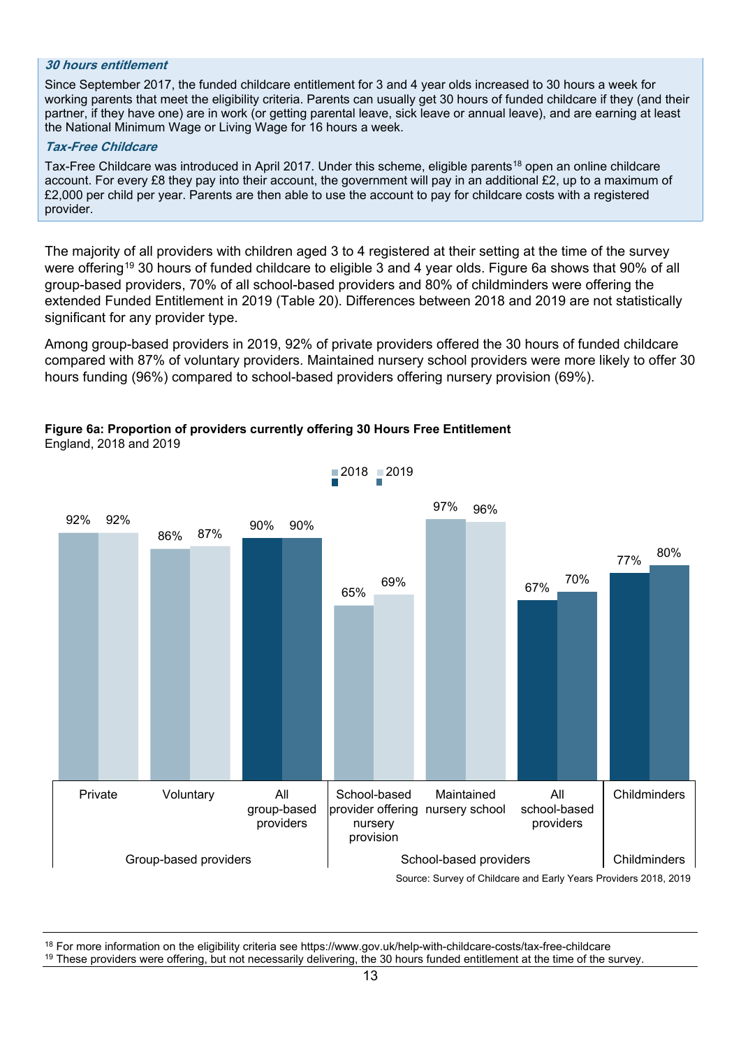***30 hours entitlement***

Since September 2017, the funded childcare entitlement for 3 and 4 year olds increased to 30 hours a week for working parents that meet the eligibility criteria. Parents can usually get 30 hours of funded childcare if they (and their partner, if they have one) are in work (or getting parental leave, sick leave or annual leave), and are earning at least the National Minimum Wage or Living Wage for 16 hours a week.

***Tax-Free Childcare***

Tax-Free Childcare was introduced in April 2017. Under this scheme, eligible parents[18] open an online childcare account. For every £8 they pay into their account, the government will pay in an additional £2, up to a maximum of £2,000 per child per year. Parents are then able to use the account to pay for childcare costs with a registered provider.

The majority of all providers with children aged 3 to 4 registered at their setting at the time of the survey were offering[19] 30 hours of funded childcare to eligible 3 and 4 year olds. Figure 6a shows that 90% of all group-based providers, 70% of all school-based providers and 80% of childminders were offering the extended Funded Entitlement in 2019 (Table 20). Differences between 2018 and 2019 are not statistically significant for any provider type.

Among group-based providers in 2019, 92% of private providers offered the 30 hours of funded childcare compared with 87% of voluntary providers. Maintained nursery school providers were more likely to offer 30 hours funding (96%) compared to school-based providers offering nursery provision (69%).

**Figure 6a: Proportion of providers currently offering 30 Hours Free Entitlement**
England, 2018 and 2019

| Provider group | Provider type | 2018 | 2019 |
|---|---|---|---|
| Group-based providers | Private | 92% | 92% |
| Group-based providers | Voluntary | 86% | 87% |
| Group-based providers | All group-based providers | 90% | 90% |
| School-based providers | School-based provider offering nursery provision | 65% | 69% |
| School-based providers | Maintained nursery school | 97% | 96% |
| School-based providers | All school-based providers | 67% | 70% |
| Childminders | Childminders | 77% | 80% |

Source: Survey of Childcare and Early Years Providers 2018, 2019

[18] For more information on the eligibility criteria see https://www.gov.uk/help-with-childcare-costs/tax-free-childcare

[19] These providers were offering, but not necessarily delivering, the 30 hours funded entitlement at the time of the survey.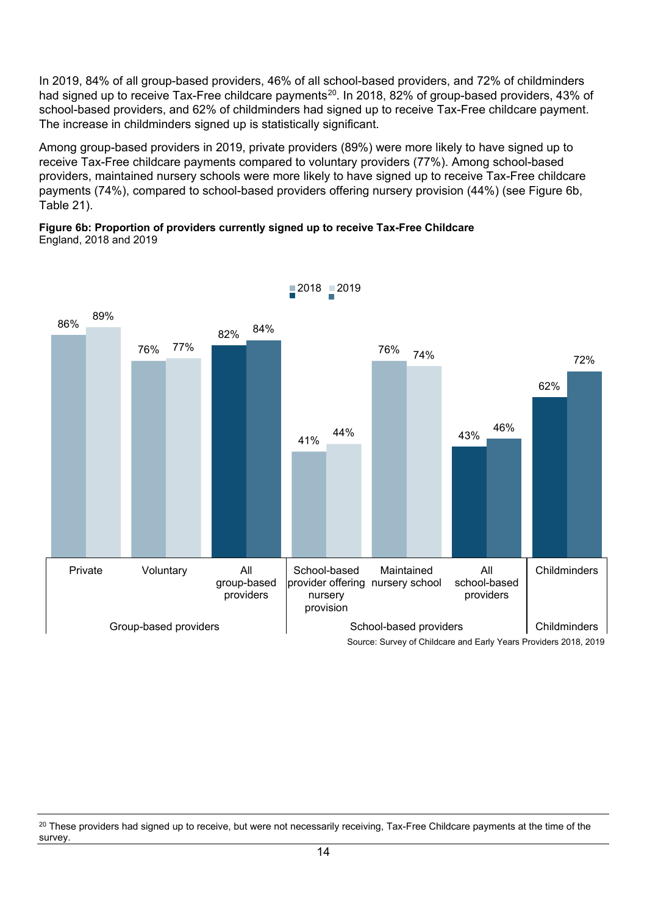In 2019, 84% of all group-based providers, 46% of all school-based providers, and 72% of childminders had signed up to receive Tax-Free childcare payments[20]. In 2018, 82% of group-based providers, 43% of school-based providers, and 62% of childminders had signed up to receive Tax-Free childcare payment. The increase in childminders signed up is statistically significant.

Among group-based providers in 2019, private providers (89%) were more likely to have signed up to receive Tax-Free childcare payments compared to voluntary providers (77%). Among school-based providers, maintained nursery schools were more likely to have signed up to receive Tax-Free childcare payments (74%), compared to school-based providers offering nursery provision (44%) (see Figure 6b, Table 21).

**Figure 6b: Proportion of providers currently signed up to receive Tax-Free Childcare**
England, 2018 and 2019

| Provider group | Provider type | 2018 | 2019 |
|---|---|---|---|
| Group-based providers | Private | 86% | 89% |
| | Voluntary | 76% | 77% |
| | All group-based providers | 82% | 84% |
| School-based providers | School-based provider offering nursery provision | 41% | 44% |
| | Maintained nursery school | 76% | 74% |
| | All school-based providers | 43% | 46% |
| Childminders | Childminders | 62% | 72% |

Source: Survey of Childcare and Early Years Providers 2018, 2019

[20] These providers had signed up to receive, but were not necessarily receiving, Tax-Free Childcare payments at the time of the survey.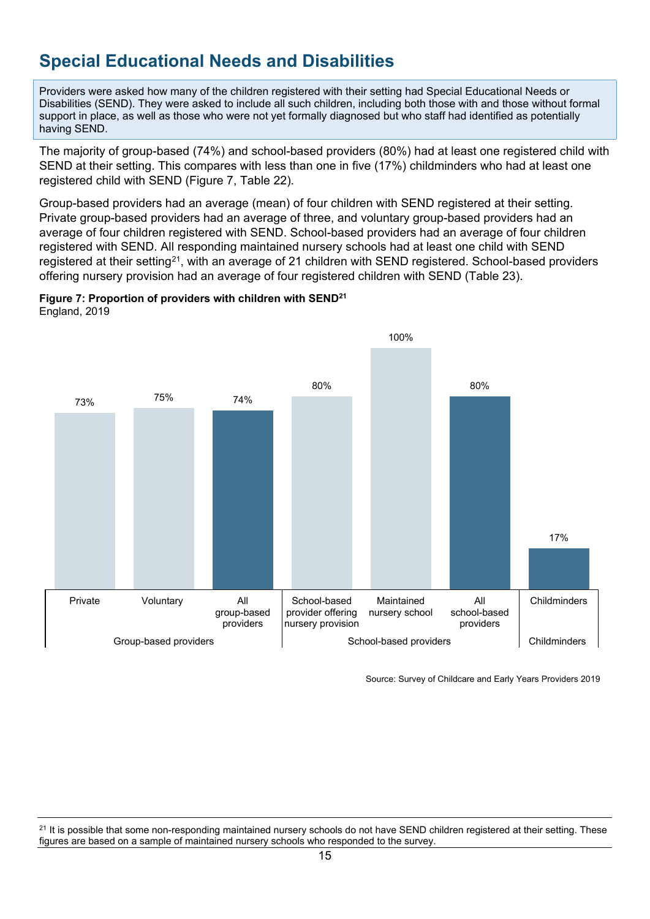## Special Educational Needs and Disabilities

Providers were asked how many of the children registered with their setting had Special Educational Needs or Disabilities (SEND). They were asked to include all such children, including both those with and those without formal support in place, as well as those who were not yet formally diagnosed but who staff had identified as potentially having SEND.

The majority of group-based (74%) and school-based providers (80%) had at least one registered child with SEND at their setting. This compares with less than one in five (17%) childminders who had at least one registered child with SEND (Figure 7, Table 22).

Group-based providers had an average (mean) of four children with SEND registered at their setting. Private group-based providers had an average of three, and voluntary group-based providers had an average of four children registered with SEND. School-based providers had an average of four children registered with SEND. All responding maintained nursery schools had at least one child with SEND registered at their setting[21], with an average of 21 children with SEND registered. School-based providers offering nursery provision had an average of four registered children with SEND (Table 23).

**Figure 7: Proportion of providers with children with SEND[21]**
England, 2019

| Group-based providers | | | School-based providers | | | Childminders |
|---|---|---|---|---|---|---|
| Private | Voluntary | All group-based providers | School-based provider offering nursery provision | Maintained nursery school | All school-based providers | Childminders |
| 73% | 75% | 74% | 80% | 100% | 80% | 17% |

Source: Survey of Childcare and Early Years Providers 2019

[21] It is possible that some non-responding maintained nursery schools do not have SEND children registered at their setting. These figures are based on a sample of maintained nursery schools who responded to the survey.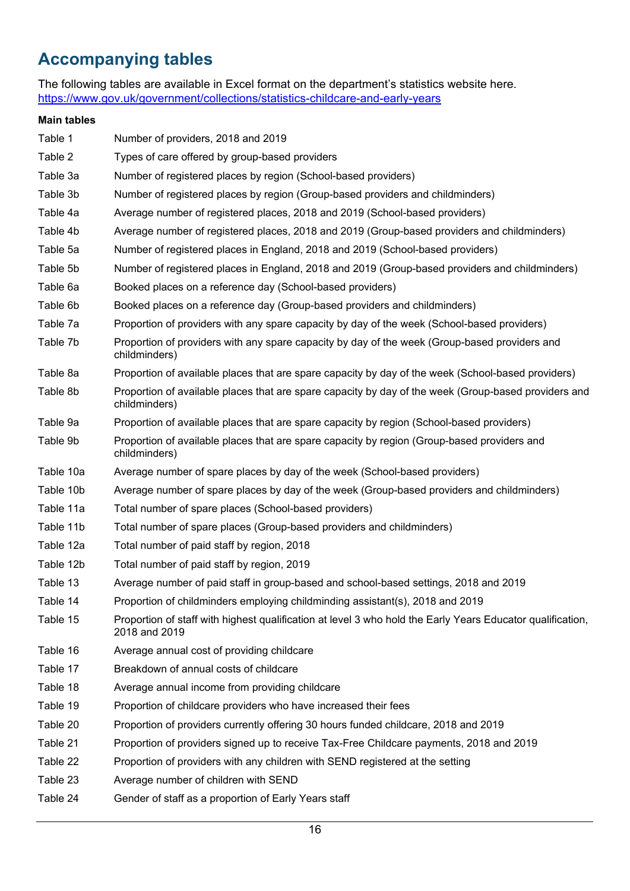## Accompanying tables

The following tables are available in Excel format on the department's statistics website here. https://www.gov.uk/government/collections/statistics-childcare-and-early-years

**Main tables**

| | |
|---|---|
| Table 1 | Number of providers, 2018 and 2019 |
| Table 2 | Types of care offered by group-based providers |
| Table 3a | Number of registered places by region (School-based providers) |
| Table 3b | Number of registered places by region (Group-based providers and childminders) |
| Table 4a | Average number of registered places, 2018 and 2019 (School-based providers) |
| Table 4b | Average number of registered places, 2018 and 2019 (Group-based providers and childminders) |
| Table 5a | Number of registered places in England, 2018 and 2019 (School-based providers) |
| Table 5b | Number of registered places in England, 2018 and 2019 (Group-based providers and childminders) |
| Table 6a | Booked places on a reference day (School-based providers) |
| Table 6b | Booked places on a reference day (Group-based providers and childminders) |
| Table 7a | Proportion of providers with any spare capacity by day of the week (School-based providers) |
| Table 7b | Proportion of providers with any spare capacity by day of the week (Group-based providers and childminders) |
| Table 8a | Proportion of available places that are spare capacity by day of the week (School-based providers) |
| Table 8b | Proportion of available places that are spare capacity by day of the week (Group-based providers and childminders) |
| Table 9a | Proportion of available places that are spare capacity by region (School-based providers) |
| Table 9b | Proportion of available places that are spare capacity by region (Group-based providers and childminders) |
| Table 10a | Average number of spare places by day of the week (School-based providers) |
| Table 10b | Average number of spare places by day of the week (Group-based providers and childminders) |
| Table 11a | Total number of spare places (School-based providers) |
| Table 11b | Total number of spare places (Group-based providers and childminders) |
| Table 12a | Total number of paid staff by region, 2018 |
| Table 12b | Total number of paid staff by region, 2019 |
| Table 13 | Average number of paid staff in group-based and school-based settings, 2018 and 2019 |
| Table 14 | Proportion of childminders employing childminding assistant(s), 2018 and 2019 |
| Table 15 | Proportion of staff with highest qualification at level 3 who hold the Early Years Educator qualification, 2018 and 2019 |
| Table 16 | Average annual cost of providing childcare |
| Table 17 | Breakdown of annual costs of childcare |
| Table 18 | Average annual income from providing childcare |
| Table 19 | Proportion of childcare providers who have increased their fees |
| Table 20 | Proportion of providers currently offering 30 hours funded childcare, 2018 and 2019 |
| Table 21 | Proportion of providers signed up to receive Tax-Free Childcare payments, 2018 and 2019 |
| Table 22 | Proportion of providers with any children with SEND registered at the setting |
| Table 23 | Average number of children with SEND |
| Table 24 | Gender of staff as a proportion of Early Years staff |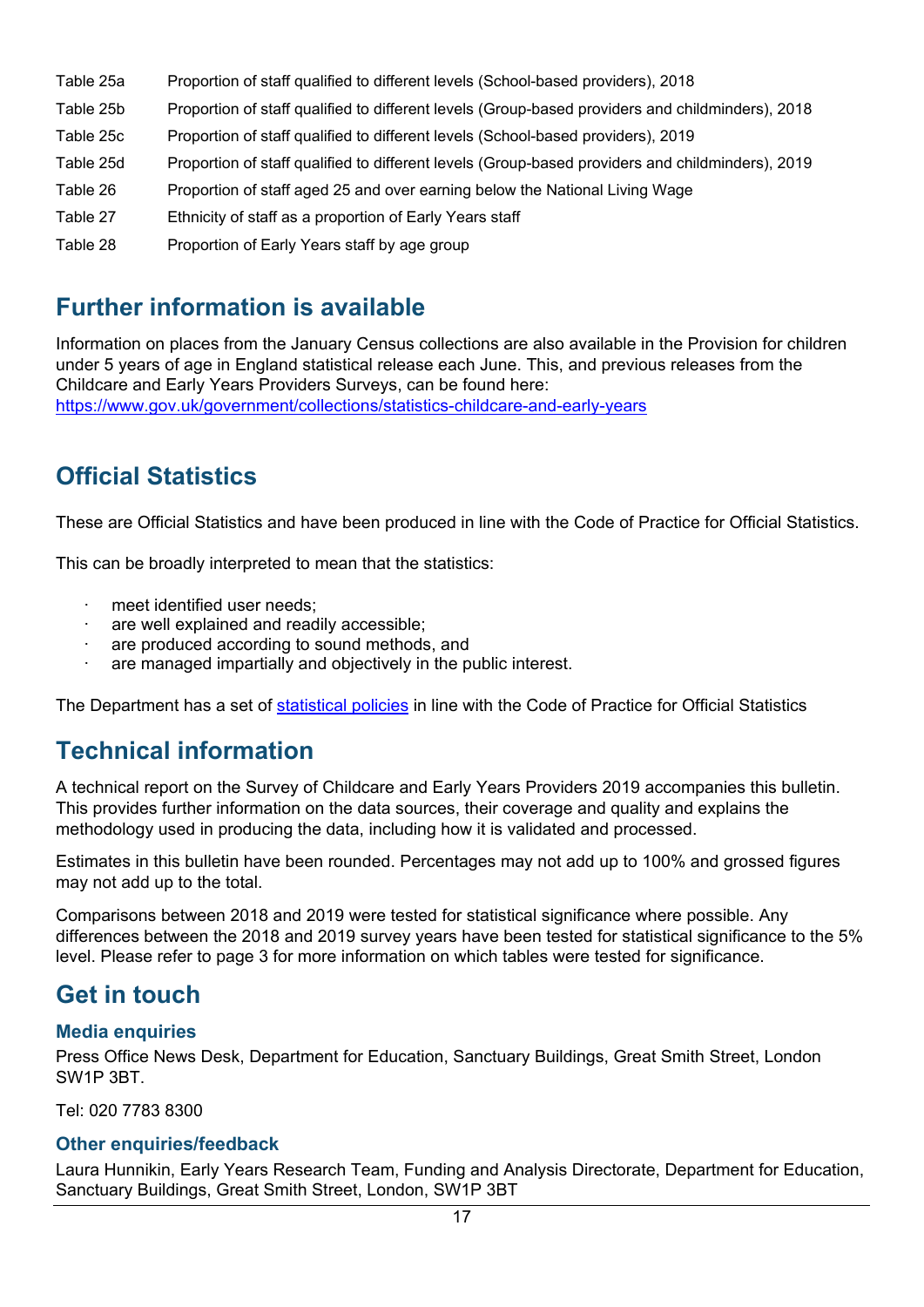| | |
|---|---|
| Table 25a | Proportion of staff qualified to different levels (School-based providers), 2018 |
| Table 25b | Proportion of staff qualified to different levels (Group-based providers and childminders), 2018 |
| Table 25c | Proportion of staff qualified to different levels (School-based providers), 2019 |
| Table 25d | Proportion of staff qualified to different levels (Group-based providers and childminders), 2019 |
| Table 26 | Proportion of staff aged 25 and over earning below the National Living Wage |
| Table 27 | Ethnicity of staff as a proportion of Early Years staff |
| Table 28 | Proportion of Early Years staff by age group |

## Further information is available

Information on places from the January Census collections are also available in the Provision for children under 5 years of age in England statistical release each June. This, and previous releases from the Childcare and Early Years Providers Surveys, can be found here: [https://www.gov.uk/government/collections/statistics-childcare-and-early-years](https://www.gov.uk/government/collections/statistics-childcare-and-early-years)

## Official Statistics

These are Official Statistics and have been produced in line with the Code of Practice for Official Statistics.

This can be broadly interpreted to mean that the statistics:

- meet identified user needs;
- are well explained and readily accessible;
- are produced according to sound methods, and
- are managed impartially and objectively in the public interest.

The Department has a set of statistical policies in line with the Code of Practice for Official Statistics

## Technical information

A technical report on the Survey of Childcare and Early Years Providers 2019 accompanies this bulletin. This provides further information on the data sources, their coverage and quality and explains the methodology used in producing the data, including how it is validated and processed.

Estimates in this bulletin have been rounded. Percentages may not add up to 100% and grossed figures may not add up to the total.

Comparisons between 2018 and 2019 were tested for statistical significance where possible. Any differences between the 2018 and 2019 survey years have been tested for statistical significance to the 5% level. Please refer to page 3 for more information on which tables were tested for significance.

## Get in touch

### Media enquiries

Press Office News Desk, Department for Education, Sanctuary Buildings, Great Smith Street, London SW1P 3BT.

Tel: 020 7783 8300

### Other enquiries/feedback

Laura Hunnikin, Early Years Research Team, Funding and Analysis Directorate, Department for Education, Sanctuary Buildings, Great Smith Street, London, SW1P 3BT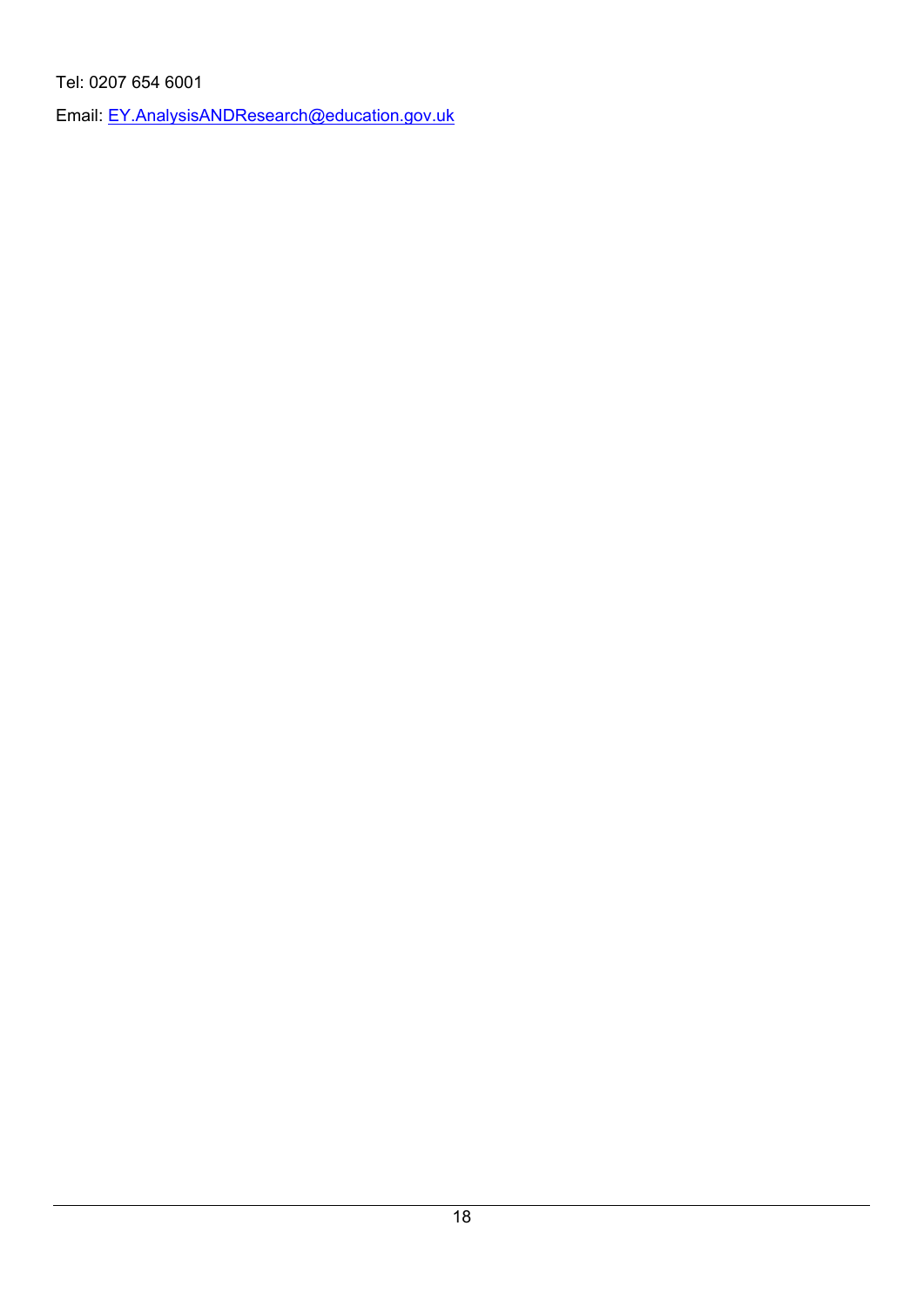Tel: 0207 654 6001

Email: [EY.AnalysisANDResearch@education.gov.uk](mailto:EY.AnalysisANDResearch@education.gov.uk)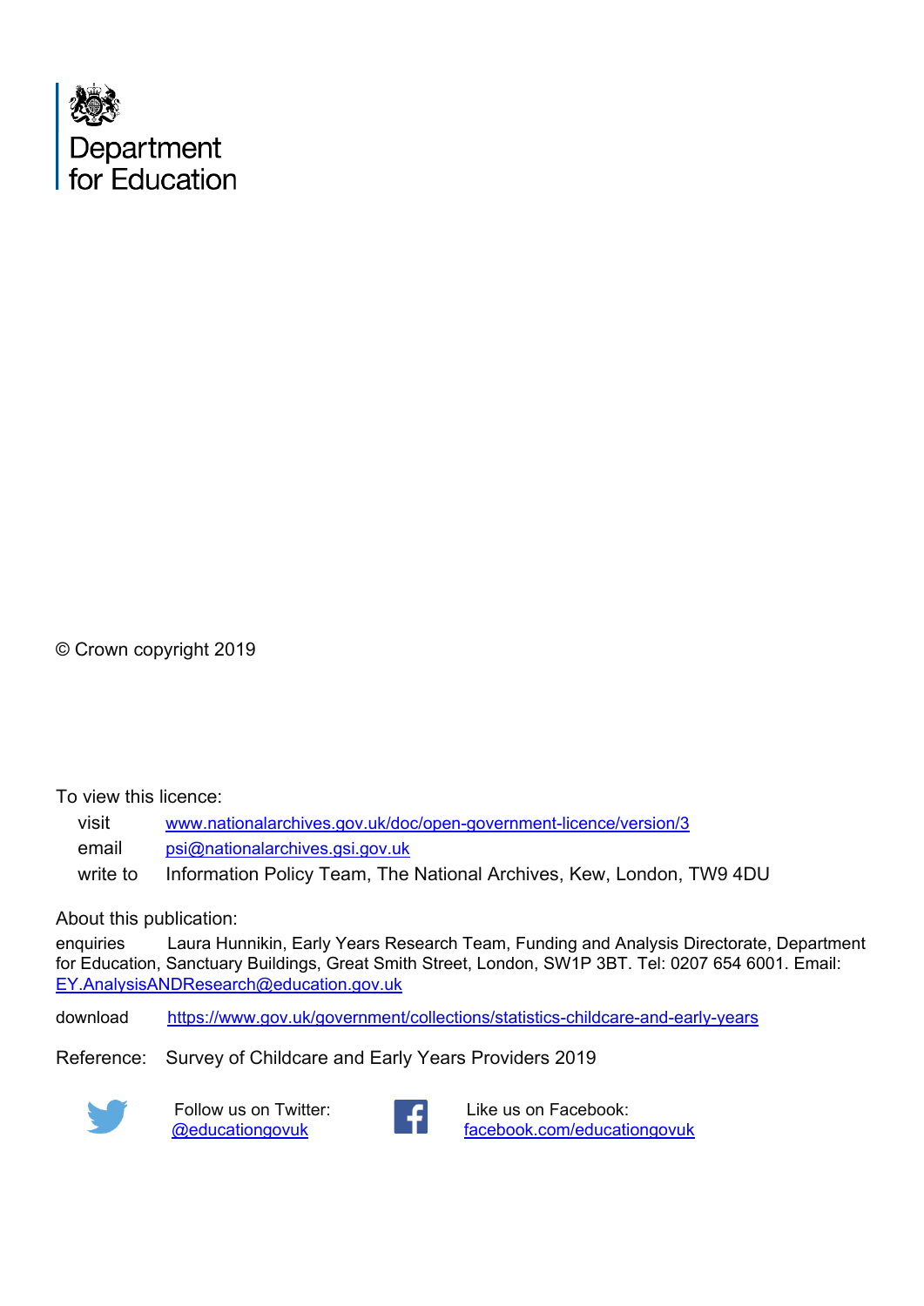Department
for Education

© Crown copyright 2019

To view this licence:

visit www.nationalarchives.gov.uk/doc/open-government-licence/version/3
email psi@nationalarchives.gsi.gov.uk
write to Information Policy Team, The National Archives, Kew, London, TW9 4DU

About this publication:

enquiries Laura Hunnikin, Early Years Research Team, Funding and Analysis Directorate, Department for Education, Sanctuary Buildings, Great Smith Street, London, SW1P 3BT. Tel: 0207 654 6001. Email: EY.AnalysisANDResearch@education.gov.uk

download https://www.gov.uk/government/collections/statistics-childcare-and-early-years

Reference: Survey of Childcare and Early Years Providers 2019

Follow us on Twitter: @educationgovuk

Like us on Facebook: facebook.com/educationgovuk